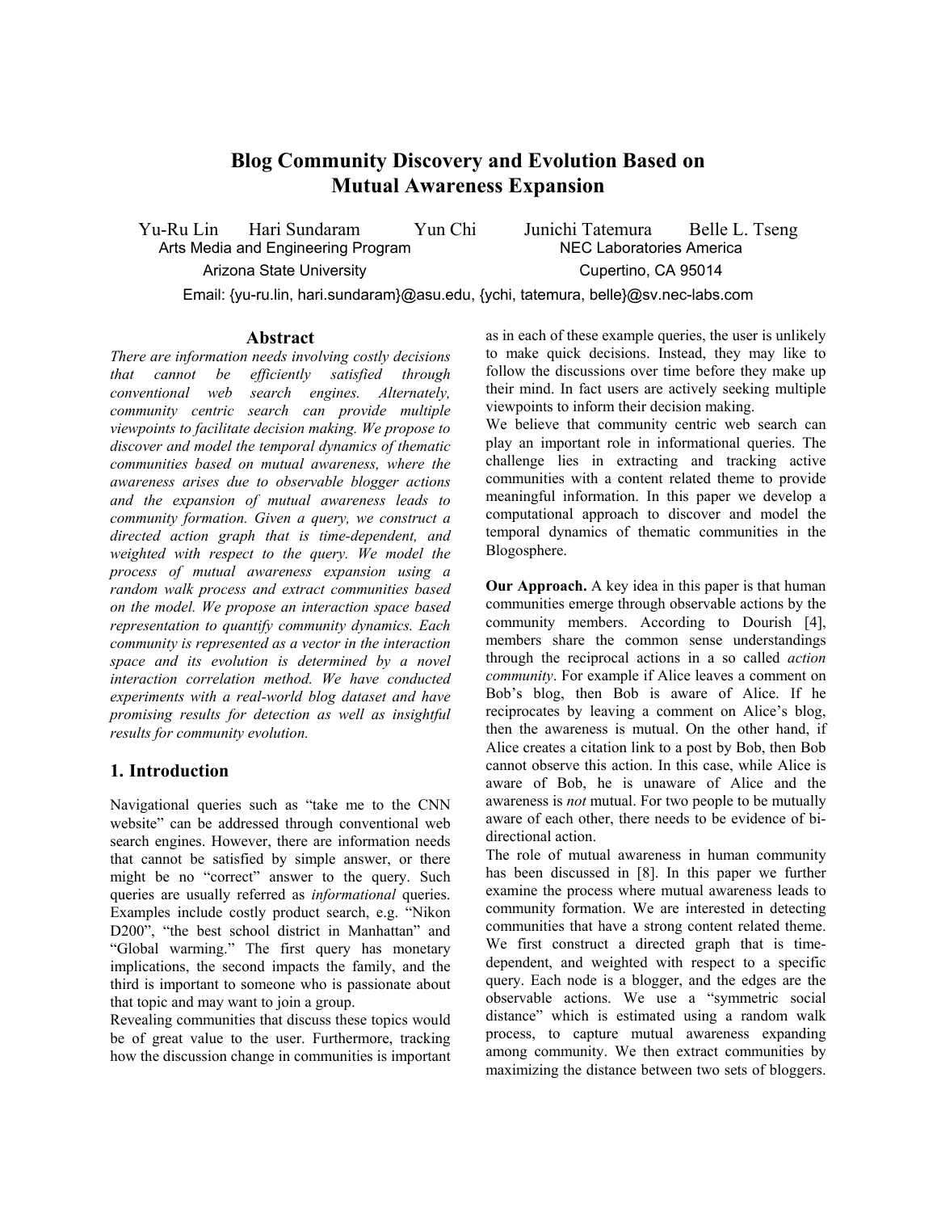# Blog Community Discovery and Evolution Based on Mutual Awareness Expansion

Yu-Ru Lin Hari Sundaram Yun Chi Junichi Tatemura Belle L. Tseng

Arts Media and Engineering Program, Arizona State University

NEC Laboratories America, Cupertino, CA 95014

Email: {yu-ru.lin, hari.sundaram}@asu.edu, {ychi, tatemura, belle}@sv.nec-labs.com

## Abstract

*There are information needs involving costly decisions that cannot be efficiently satisfied through conventional web search engines. Alternately, community centric search can provide multiple viewpoints to facilitate decision making. We propose to discover and model the temporal dynamics of thematic communities based on mutual awareness, where the awareness arises due to observable blogger actions and the expansion of mutual awareness leads to community formation. Given a query, we construct a directed action graph that is time-dependent, and weighted with respect to the query. We model the process of mutual awareness expansion using a random walk process and extract communities based on the model. We propose an interaction space based representation to quantify community dynamics. Each community is represented as a vector in the interaction space and its evolution is determined by a novel interaction correlation method. We have conducted experiments with a real-world blog dataset and have promising results for detection as well as insightful results for community evolution.*

## 1. Introduction

Navigational queries such as "take me to the CNN website" can be addressed through conventional web search engines. However, there are information needs that cannot be satisfied by simple answer, or there might be no "correct" answer to the query. Such queries are usually referred as *informational* queries. Examples include costly product search, e.g. "Nikon D200", "the best school district in Manhattan" and "Global warming." The first query has monetary implications, the second impacts the family, and the third is important to someone who is passionate about that topic and may want to join a group.

Revealing communities that discuss these topics would be of great value to the user. Furthermore, tracking how the discussion change in communities is important as in each of these example queries, the user is unlikely to make quick decisions. Instead, they may like to follow the discussions over time before they make up their mind. In fact users are actively seeking multiple viewpoints to inform their decision making.

We believe that community centric web search can play an important role in informational queries. The challenge lies in extracting and tracking active communities with a content related theme to provide meaningful information. In this paper we develop a computational approach to discover and model the temporal dynamics of thematic communities in the Blogosphere.

**Our Approach.** A key idea in this paper is that human communities emerge through observable actions by the community members. According to Dourish [4], members share the common sense understandings through the reciprocal actions in a so called *action community*. For example if Alice leaves a comment on Bob's blog, then Bob is aware of Alice. If he reciprocates by leaving a comment on Alice's blog, then the awareness is mutual. On the other hand, if Alice creates a citation link to a post by Bob, then Bob cannot observe this action. In this case, while Alice is aware of Bob, he is unaware of Alice and the awareness is *not* mutual. For two people to be mutually aware of each other, there needs to be evidence of bi-directional action.

The role of mutual awareness in human community has been discussed in [8]. In this paper we further examine the process where mutual awareness leads to community formation. We are interested in detecting communities that have a strong content related theme. We first construct a directed graph that is time-dependent, and weighted with respect to a specific query. Each node is a blogger, and the edges are the observable actions. We use a "symmetric social distance" which is estimated using a random walk process, to capture mutual awareness expanding among community. We then extract communities by maximizing the distance between two sets of bloggers.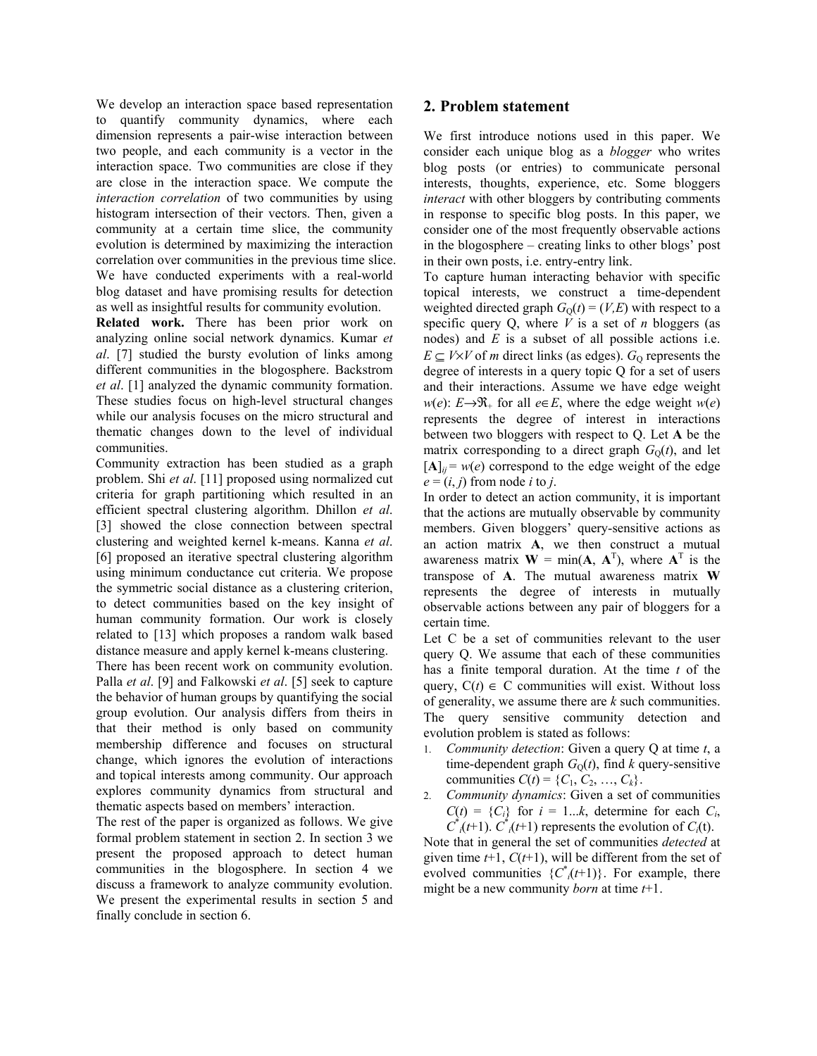We develop an interaction space based representation to quantify community dynamics, where each dimension represents a pair-wise interaction between two people, and each community is a vector in the interaction space. Two communities are close if they are close in the interaction space. We compute the *interaction correlation* of two communities by using histogram intersection of their vectors. Then, given a community at a certain time slice, the community evolution is determined by maximizing the interaction correlation over communities in the previous time slice. We have conducted experiments with a real-world blog dataset and have promising results for detection as well as insightful results for community evolution.

**Related work.** There has been prior work on analyzing online social network dynamics. Kumar *et al*. [7] studied the bursty evolution of links among different communities in the blogosphere. Backstrom *et al*. [1] analyzed the dynamic community formation. These studies focus on high-level structural changes while our analysis focuses on the micro structural and thematic changes down to the level of individual communities.

Community extraction has been studied as a graph problem. Shi *et al*. [11] proposed using normalized cut criteria for graph partitioning which resulted in an efficient spectral clustering algorithm. Dhillon *et al*. [3] showed the close connection between spectral clustering and weighted kernel k-means. Kanna *et al*. [6] proposed an iterative spectral clustering algorithm using minimum conductance cut criteria. We propose the symmetric social distance as a clustering criterion, to detect communities based on the key insight of human community formation. Our work is closely related to [13] which proposes a random walk based distance measure and apply kernel k-means clustering.

There has been recent work on community evolution. Palla *et al*. [9] and Falkowski *et al*. [5] seek to capture the behavior of human groups by quantifying the social group evolution. Our analysis differs from theirs in that their method is only based on community membership difference and focuses on structural change, which ignores the evolution of interactions and topical interests among community. Our approach explores community dynamics from structural and thematic aspects based on members' interaction.

The rest of the paper is organized as follows. We give formal problem statement in section 2. In section 3 we present the proposed approach to detect human communities in the blogosphere. In section 4 we discuss a framework to analyze community evolution. We present the experimental results in section 5 and finally conclude in section 6.

## 2. Problem statement

We first introduce notions used in this paper. We consider each unique blog as a *blogger* who writes blog posts (or entries) to communicate personal interests, thoughts, experience, etc. Some bloggers *interact* with other bloggers by contributing comments in response to specific blog posts. In this paper, we consider one of the most frequently observable actions in the blogosphere – creating links to other blogs' post in their own posts, i.e. entry-entry link.

To capture human interacting behavior with specific topical interests, we construct a time-dependent weighted directed graph $G_Q(t) = (V,E)$ with respect to a specific query Q, where $V$ is a set of $n$ bloggers (as nodes) and $E$ is a subset of all possible actions i.e. $E \subseteq V \times V$ of $m$ direct links (as edges). $G_Q$ represents the degree of interests in a query topic Q for a set of users and their interactions. Assume we have edge weight $w(e)$: $E \rightarrow \Re_+$ for all $e \in E$, where the edge weight $w(e)$ represents the degree of interest in interactions between two bloggers with respect to Q. Let $\mathbf{A}$ be the matrix corresponding to a direct graph $G_Q(t)$, and let $[\mathbf{A}]_{ij} = w(e)$ correspond to the edge weight of the edge $e = (i, j)$ from node $i$ to $j$.

In order to detect an action community, it is important that the actions are mutually observable by community members. Given bloggers' query-sensitive actions as an action matrix $\mathbf{A}$, we then construct a mutual awareness matrix $\mathbf{W} = \min(\mathbf{A}, \mathbf{A}^T)$, where $\mathbf{A}^T$ is the transpose of $\mathbf{A}$. The mutual awareness matrix $\mathbf{W}$ represents the degree of interests in mutually observable actions between any pair of bloggers for a certain time.

Let C be a set of communities relevant to the user query Q. We assume that each of these communities has a finite temporal duration. At the time $t$ of the query, $C(t) \in$ C communities will exist. Without loss of generality, we assume there are $k$ such communities. The query sensitive community detection and evolution problem is stated as follows:

1. *Community detection*: Given a query Q at time $t$, a time-dependent graph $G_Q(t)$, find $k$ query-sensitive communities $C(t) = \{C_1, C_2, \ldots, C_k\}$.
2. *Community dynamics*: Given a set of communities $C(t) = \{C_i\}$ for $i = 1...k$, determine for each $C_i$, $C^*_i(t+1)$. $C^*_i(t+1)$ represents the evolution of $C_i(t)$.

Note that in general the set of communities *detected* at given time $t+1$, $C(t+1)$, will be different from the set of evolved communities $\{C^*_i(t+1)\}$. For example, there might be a new community *born* at time $t+1$.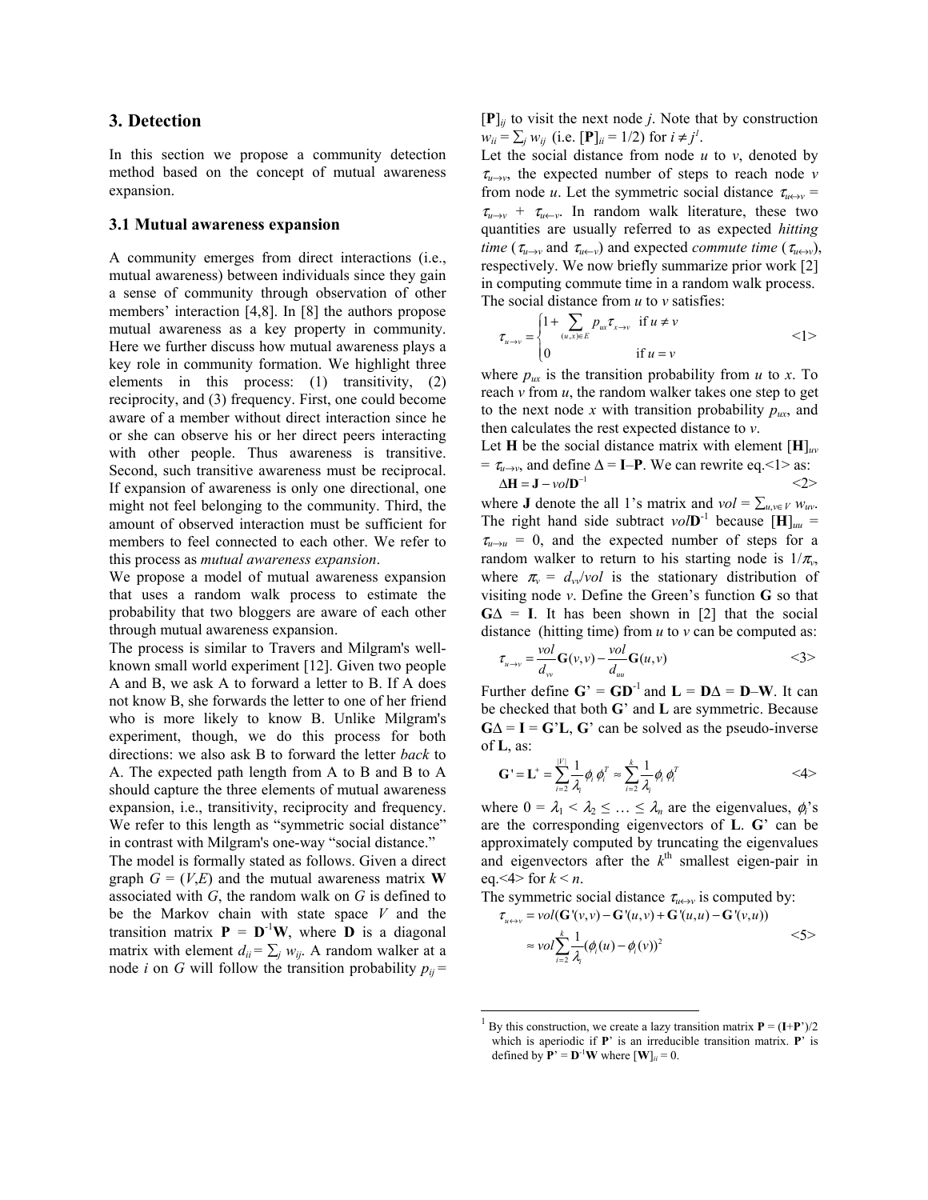## 3. Detection

In this section we propose a community detection method based on the concept of mutual awareness expansion.

### 3.1 Mutual awareness expansion

A community emerges from direct interactions (i.e., mutual awareness) between individuals since they gain a sense of community through observation of other members' interaction [4,8]. In [8] the authors propose mutual awareness as a key property in community. Here we further discuss how mutual awareness plays a key role in community formation. We highlight three elements in this process: (1) transitivity, (2) reciprocity, and (3) frequency. First, one could become aware of a member without direct interaction since he or she can observe his or her direct peers interacting with other people. Thus awareness is transitive. Second, such transitive awareness must be reciprocal. If expansion of awareness is only one directional, one might not feel belonging to the community. Third, the amount of observed interaction must be sufficient for members to feel connected to each other. We refer to this process as *mutual awareness expansion*.

We propose a model of mutual awareness expansion that uses a random walk process to estimate the probability that two bloggers are aware of each other through mutual awareness expansion.

The process is similar to Travers and Milgram's well-known small world experiment [12]. Given two people A and B, we ask A to forward a letter to B. If A does not know B, she forwards the letter to one of her friend who is more likely to know B. Unlike Milgram's experiment, though, we do this process for both directions: we also ask B to forward the letter *back* to A. The expected path length from A to B and B to A should capture the three elements of mutual awareness expansion, i.e., transitivity, reciprocity and frequency. We refer to this length as "symmetric social distance" in contrast with Milgram's one-way "social distance."

The model is formally stated as follows. Given a direct graph $G = (V,E)$ and the mutual awareness matrix $\mathbf{W}$ associated with $G$, the random walk on $G$ is defined to be the Markov chain with state space $V$ and the transition matrix $\mathbf{P} = \mathbf{D}^{-1}\mathbf{W}$, where $\mathbf{D}$ is a diagonal matrix with element $d_{ii} = \sum_j w_{ij}$. A random walker at a node $i$ on $G$ will follow the transition probability $p_{ij} = [\mathbf{P}]_{ij}$ to visit the next node $j$. Note that by construction $w_{ii} = \sum_j w_{ij}$ (i.e. $[\mathbf{P}]_{ii} = 1/2$) for $i \neq j$[1].

Let the social distance from node $u$ to $v$, denoted by $\tau_{u\to v}$, the expected number of steps to reach node $v$ from node $u$. Let the symmetric social distance $\tau_{u\leftrightarrow v} = \tau_{u\to v} + \tau_{u\leftarrow v}$. In random walk literature, these two quantities are usually referred to as expected *hitting time* ($\tau_{u\to v}$ and $\tau_{u\leftarrow v}$) and expected *commute time* ($\tau_{u\leftrightarrow v}$), respectively. We now briefly summarize prior work [2] in computing commute time in a random walk process.

The social distance from $u$ to $v$ satisfies:

$$\tau_{u\to v} = \begin{cases} 1 + \sum_{(u,x)\in E} p_{ux}\tau_{x\to v} & \text{if } u \neq v \\ 0 & \text{if } u = v \end{cases} \qquad <1>$$

where $p_{ux}$ is the transition probability from $u$ to $x$. To reach $v$ from $u$, the random walker takes one step to get to the next node $x$ with transition probability $p_{ux}$, and then calculates the rest expected distance to $v$.

Let $\mathbf{H}$ be the social distance matrix with element $[\mathbf{H}]_{uv} = \tau_{u\to v}$, and define $\Delta = \mathbf{I}-\mathbf{P}$. We can rewrite eq.<1> as:

$$\Delta\mathbf{H} = \mathbf{J} - vol\mathbf{D}^{-1} \qquad <2>$$

where $\mathbf{J}$ denote the all 1's matrix and $vol = \sum_{u,v\in V} w_{uv}$. The right hand side subtract $vol\mathbf{D}^{-1}$ because $[\mathbf{H}]_{uu} = \tau_{u\to u} = 0$, and the expected number of steps for a random walker to return to his starting node is $1/\pi_v$, where $\pi_v = d_{vv}/vol$ is the stationary distribution of visiting node $v$. Define the Green's function $\mathbf{G}$ so that $\mathbf{G}\Delta = \mathbf{I}$. It has been shown in [2] that the social distance (hitting time) from $u$ to $v$ can be computed as:

$$\tau_{u\to v} = \frac{vol}{d_{vv}}\mathbf{G}(v,v) - \frac{vol}{d_{uu}}\mathbf{G}(u,v) \qquad <3>$$

Further define $\mathbf{G}' = \mathbf{G}\mathbf{D}^{-1}$ and $\mathbf{L} = \mathbf{D}\Delta = \mathbf{D}-\mathbf{W}$. It can be checked that both $\mathbf{G}'$ and $\mathbf{L}$ are symmetric. Because $\mathbf{G}\Delta = \mathbf{I} = \mathbf{G}'\mathbf{L}$, $\mathbf{G}'$ can be solved as the pseudo-inverse of $\mathbf{L}$, as:

$$\mathbf{G}' = \mathbf{L}^{+} = \sum_{i=2}^{|V|}\frac{1}{\lambda_i}\phi_i\phi_i^T \approx \sum_{i=2}^{k}\frac{1}{\lambda_i}\phi_i\phi_i^T \qquad <4>$$

where $0 = \lambda_1 < \lambda_2 \leq \ldots \leq \lambda_n$ are the eigenvalues, $\phi_i$'s are the corresponding eigenvectors of $\mathbf{L}$. $\mathbf{G}'$ can be approximately computed by truncating the eigenvalues and eigenvectors after the $k^{\text{th}}$ smallest eigen-pair in eq.<4> for $k < n$.

The symmetric social distance $\tau_{u\leftrightarrow v}$ is computed by:

$$\begin{aligned}\tau_{u\leftrightarrow v} &= vol(\mathbf{G}'(v,v) - \mathbf{G}'(u,v) + \mathbf{G}'(u,u) - \mathbf{G}'(v,u)) \\ &\approx vol\sum_{i=2}^{k}\frac{1}{\lambda_i}(\phi_i(u) - \phi_i(v))^2\end{aligned} \qquad <5>$$

---

[1] By this construction, we create a lazy transition matrix $\mathbf{P} = (\mathbf{I}+\mathbf{P}')/2$ which is aperiodic if $\mathbf{P}'$ is an irreducible transition matrix. $\mathbf{P}'$ is defined by $\mathbf{P}' = \mathbf{D}^{-1}\mathbf{W}$ where $[\mathbf{W}]_{ii} = 0$.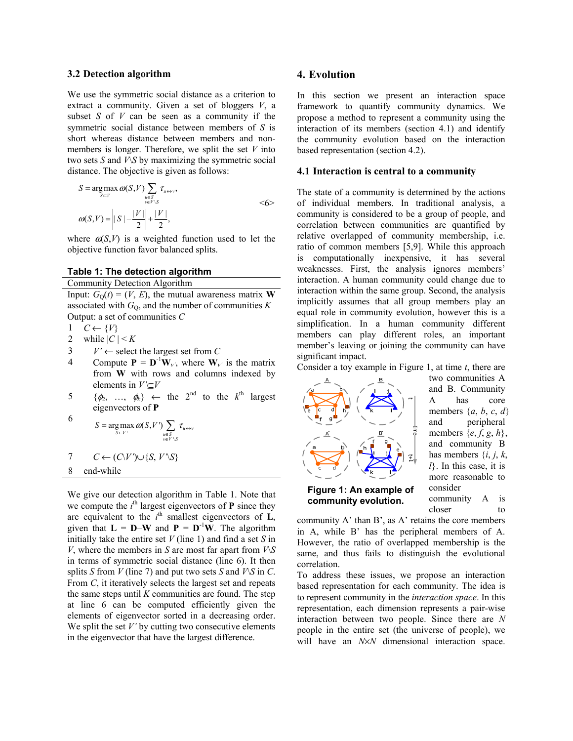### 3.2 Detection algorithm

We use the symmetric social distance as a criterion to extract a community. Given a set of bloggers $V$, a subset $S$ of $V$ can be seen as a community if the symmetric social distance between members of $S$ is short whereas distance between members and non-members is longer. Therefore, we split the set $V$ into two sets $S$ and $V \backslash S$ by maximizing the symmetric social distance. The objective is given as follows:

$$S = \arg\max_{S \subset V} \omega(S,V) \sum_{\substack{u \in S \\ v \in V \backslash S}} \tau_{u \leftrightarrow v},$$
$$\omega(S,V) = \left| |S| - \frac{|V|}{2} \right| + \frac{|V|}{2}, \qquad <6>$$

where $\omega(S,V)$ is a weighted function used to let the objective function favor balanced splits.

**Table 1: The detection algorithm**

| Community Detection Algorithm |
|---|
| Input: $G_Q(t) = (V, E)$, the mutual awareness matrix $\mathbf{W}$ associated with $G_Q$, and the number of communities $K$ |
| Output: a set of communities $C$ |
| 1 $C \leftarrow \{V\}$ |
| 2 while $\|C\| < K$ |
| 3 $V' \leftarrow$ select the largest set from $C$ |
| 4 Compute $\mathbf{P} = \mathbf{D}^{-1}\mathbf{W}_{V'}$, where $\mathbf{W}_{V'}$ is the matrix from $\mathbf{W}$ with rows and columns indexed by elements in $V' \subseteq V$ |
| 5 $\{\phi_2, \ldots, \phi_k\} \leftarrow$ the 2nd to the $k$th largest eigenvectors of $\mathbf{P}$ |
| 6 $S = \arg\max_{S \subset V'} \omega(S,V') \sum_{u \in S, v \in V' \backslash S} \tau_{u \leftrightarrow v}$ |
| 7 $C \leftarrow (C \backslash V') \cup \{S, V' \backslash S\}$ |
| 8 end-while |

We give our detection algorithm in Table 1. Note that we compute the $i^{th}$ largest eigenvectors of $\mathbf{P}$ since they are equivalent to the $i^{th}$ smallest eigenvectors of $\mathbf{L}$, given that $\mathbf{L} = \mathbf{D} - \mathbf{W}$ and $\mathbf{P} = \mathbf{D}^{-1}\mathbf{W}$. The algorithm initially take the entire set $V$ (line 1) and find a set $S$ in $V$, where the members in $S$ are most far apart from $V \backslash S$ in terms of symmetric social distance (line 6). It then splits $S$ from $V$ (line 7) and put two sets $S$ and $V \backslash S$ in $C$. From $C$, it iteratively selects the largest set and repeats the same steps until $K$ communities are found. The step at line 6 can be computed efficiently given the elements of eigenvector sorted in a decreasing order. We split the set $V'$ by cutting two consecutive elements in the eigenvector that have the largest difference.

## 4. Evolution

In this section we present an interaction space framework to quantify community dynamics. We propose a method to represent a community using the interaction of its members (section 4.1) and identify the community evolution based on the interaction based representation (section 4.2).

### 4.1 Interaction is central to a community

The state of a community is determined by the actions of individual members. In traditional analysis, a community is considered to be a group of people, and correlation between communities are quantified by relative overlapped of community membership, i.e. ratio of common members [5,9]. While this approach is computationally inexpensive, it has several weaknesses. First, the analysis ignores members' interaction. A human community could change due to interaction within the same group. Second, the analysis implicitly assumes that all group members play an equal role in community evolution, however this is a simplification. In a human community different members can play different roles, an important member's leaving or joining the community can have significant impact.

Consider a toy example in Figure 1, at time $t$, there are two communities A and B. Community A has core members $\{a, b, c, d\}$ and peripheral members $\{e, f, g, h\}$, and community B has members $\{i, j, k, l\}$. In this case, it is more reasonable to consider community A is closer to community A' than B', as A' retains the core members in A, while B' has the peripheral members of A. However, the ratio of overlapped membership is the same, and thus fails to distinguish the evolutional correlation.

**Figure 1: An example of community evolution.**

To address these issues, we propose an interaction based representation for each community. The idea is to represent community in the *interaction space*. In this representation, each dimension represents a pair-wise interaction between two people. Since there are $N$ people in the entire set (the universe of people), we will have an $N \times N$ dimensional interaction space.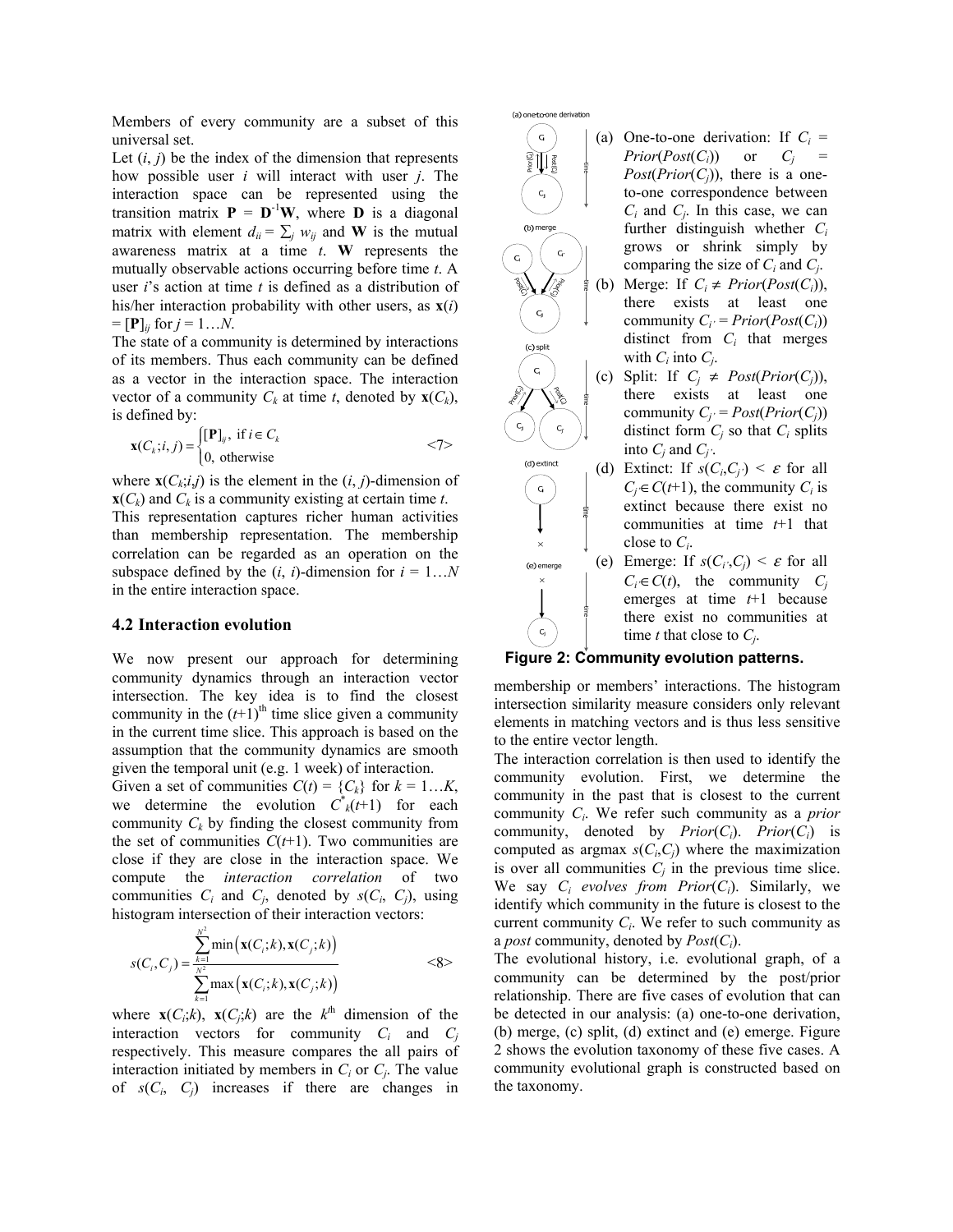Members of every community are a subset of this universal set.

Let $(i, j)$ be the index of the dimension that represents how possible user $i$ will interact with user $j$. The interaction space can be represented using the transition matrix $\mathbf{P} = \mathbf{D}^{-1}\mathbf{W}$, where $\mathbf{D}$ is a diagonal matrix with element $d_{ii} = \sum_j w_{ij}$ and $\mathbf{W}$ is the mutual awareness matrix at a time $t$. $\mathbf{W}$ represents the mutually observable actions occurring before time $t$. A user $i$'s action at time $t$ is defined as a distribution of his/her interaction probability with other users, as $\mathbf{x}(i) = [\mathbf{P}]_{ij}$ for $j = 1 \ldots N$.

The state of a community is determined by interactions of its members. Thus each community can be defined as a vector in the interaction space. The interaction vector of a community $C_k$ at time $t$, denoted by $\mathbf{x}(C_k)$, is defined by:

$$\mathbf{x}(C_k; i, j) = \begin{cases} [\mathbf{P}]_{ij}, & \text{if } i \in C_k \\ 0, & \text{otherwise} \end{cases} \quad \text{<7>}$$

where $\mathbf{x}(C_k;i,j)$ is the element in the $(i, j)$-dimension of $\mathbf{x}(C_k)$ and $C_k$ is a community existing at certain time $t$.

This representation captures richer human activities than membership representation. The membership correlation can be regarded as an operation on the subspace defined by the $(i, i)$-dimension for $i = 1 \ldots N$ in the entire interaction space.

## 4.2 Interaction evolution

We now present our approach for determining community dynamics through an interaction vector intersection. The key idea is to find the closest community in the $(t+1)^{\text{th}}$ time slice given a community in the current time slice. This approach is based on the assumption that the community dynamics are smooth given the temporal unit (e.g. 1 week) of interaction.

Given a set of communities $C(t) = \{C_k\}$ for $k = 1 \ldots K$, we determine the evolution $C^*_k(t+1)$ for each community $C_k$ by finding the closest community from the set of communities $C(t+1)$. Two communities are close if they are close in the interaction space. We compute the *interaction correlation* of two communities $C_i$ and $C_j$, denoted by $s(C_i, C_j)$, using histogram intersection of their interaction vectors:

$$s(C_i, C_j) = \frac{\sum_{k=1}^{N^2} \min\left(\mathbf{x}(C_i;k), \mathbf{x}(C_j;k)\right)}{\sum_{k=1}^{N^2} \max\left(\mathbf{x}(C_i;k), \mathbf{x}(C_j;k)\right)} \quad \text{<8>}$$

where $\mathbf{x}(C_i;k)$, $\mathbf{x}(C_j;k)$ are the $k^{\text{th}}$ dimension of the interaction vectors for community $C_i$ and $C_j$ respectively. This measure compares the all pairs of interaction initiated by members in $C_i$ or $C_j$. The value of $s(C_i, C_j)$ increases if there are changes in membership or members' interactions. The histogram intersection similarity measure considers only relevant elements in matching vectors and is thus less sensitive to the entire vector length.

The interaction correlation is then used to identify the community evolution. First, we determine the community in the past that is closest to the current community $C_i$. We refer such community as a *prior* community, denoted by *Prior*($C_i$). *Prior*($C_i$) is computed as argmax $s(C_i,C_j)$ where the maximization is over all communities $C_j$ in the previous time slice. We say $C_i$ *evolves from Prior*($C_i$). Similarly, we identify which community in the future is closest to the current community $C_i$. We refer to such community as a *post* community, denoted by *Post*($C_i$).

The evolutional history, i.e. evolutional graph, of a community can be determined by the post/prior relationship. There are five cases of evolution that can be detected in our analysis: (a) one-to-one derivation, (b) merge, (c) split, (d) extinct and (e) emerge. Figure 2 shows the evolution taxonomy of these five cases. A community evolutional graph is constructed based on the taxonomy.

(a) One-to-one derivation: If $C_i$ = *Prior*(*Post*($C_i$)) or $C_j$ = *Post*(*Prior*($C_j$)), there is a one-to-one correspondence between $C_i$ and $C_j$. In this case, we can further distinguish whether $C_i$ grows or shrink simply by comparing the size of $C_i$ and $C_j$.

(b) Merge: If $C_i \neq$ *Prior*(*Post*($C_i$)), there exists at least one community $C_{i'}$ = *Prior*(*Post*($C_i$)) distinct from $C_i$ that merges with $C_i$ into $C_j$.

(c) Split: If $C_j \neq$ *Post*(*Prior*($C_j$)), there exists at least one community $C_{j'}$ = *Post*(*Prior*($C_j$)) distinct form $C_j$ so that $C_i$ splits into $C_j$ and $C_{j'}$.

(d) Extinct: If $s(C_i,C_{j'}) < \varepsilon$ for all $C_j \in C(t+1)$, the community $C_i$ is extinct because there exist no communities at time $t+1$ that close to $C_i$.

(e) Emerge: If $s(C_{i'},C_j) < \varepsilon$ for all $C_i \in C(t)$, the community $C_j$ emerges at time $t+1$ because there exist no communities at time $t$ that close to $C_j$.

**Figure 2: Community evolution patterns.**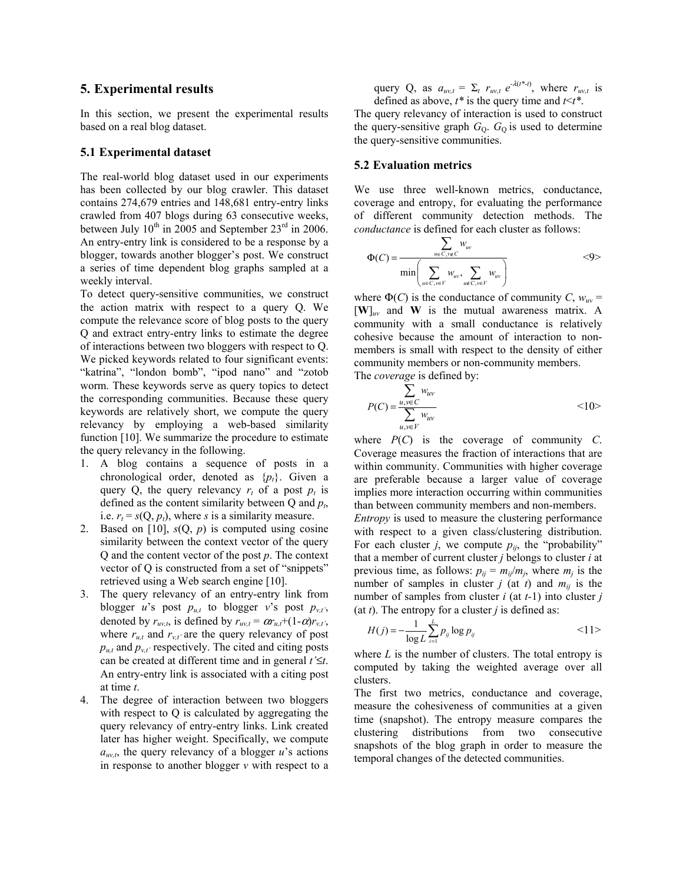## 5. Experimental results

In this section, we present the experimental results based on a real blog dataset.

### 5.1 Experimental dataset

The real-world blog dataset used in our experiments has been collected by our blog crawler. This dataset contains 274,679 entries and 148,681 entry-entry links crawled from 407 blogs during 63 consecutive weeks, between July 10th in 2005 and September 23rd in 2006. An entry-entry link is considered to be a response by a blogger, towards another blogger's post. We construct a series of time dependent blog graphs sampled at a weekly interval.

To detect query-sensitive communities, we construct the action matrix with respect to a query Q. We compute the relevance score of blog posts to the query Q and extract entry-entry links to estimate the degree of interactions between two bloggers with respect to Q. We picked keywords related to four significant events: "katrina", "london bomb", "ipod nano" and "zotob worm. These keywords serve as query topics to detect the corresponding communities. Because these query keywords are relatively short, we compute the query relevancy by employing a web-based similarity function [10]. We summarize the procedure to estimate the query relevancy in the following.

1. A blog contains a sequence of posts in a chronological order, denoted as $\{p_t\}$. Given a query Q, the query relevancy $r_t$ of a post $p_t$ is defined as the content similarity between Q and $p_t$, i.e. $r_t = s(Q, p_t)$, where $s$ is a similarity measure.
2. Based on [10], $s(Q, p)$ is computed using cosine similarity between the context vector of the query Q and the content vector of the post $p$. The context vector of Q is constructed from a set of "snippets" retrieved using a Web search engine [10].
3. The query relevancy of an entry-entry link from blogger $u$'s post $p_{u,t}$ to blogger $v$'s post $p_{v,t'}$, denoted by $r_{uv,t}$, is defined by $r_{uv,t} = \alpha r_{u,t} + (1-\alpha) r_{v,t'}$, where $r_{u,t}$ and $r_{v,t'}$ are the query relevancy of post $p_{u,t}$ and $p_{v,t'}$ respectively. The cited and citing posts can be created at different time and in general $t' \leq t$. An entry-entry link is associated with a citing post at time $t$.
4. The degree of interaction between two bloggers with respect to Q is calculated by aggregating the query relevancy of entry-entry links. Link created later has higher weight. Specifically, we compute $a_{uv,t}$, the query relevancy of a blogger $u$'s actions in response to another blogger $v$ with respect to a query Q, as $a_{uv,t} = \Sigma_t \, r_{uv,t} \, e^{-\lambda(t^*-t)}$, where $r_{uv,t}$ is defined as above, $t^*$ is the query time and $t<t^*$.

The query relevancy of interaction is used to construct the query-sensitive graph $G_Q$. $G_Q$ is used to determine the query-sensitive communities.

### 5.2 Evaluation metrics

We use three well-known metrics, conductance, coverage and entropy, for evaluating the performance of different community detection methods. The *conductance* is defined for each cluster as follows:

$$\Phi(C) = \frac{\sum_{u \in C, v \notin C} w_{uv}}{\min\left( \sum_{u \in C, v \in V} w_{uv}, \sum_{u \notin C, v \in V} w_{uv} \right)} \quad <9>$$

where $\Phi(C)$ is the conductance of community $C$, $w_{uv} = [\mathbf{W}]_{uv}$ and $\mathbf{W}$ is the mutual awareness matrix. A community with a small conductance is relatively cohesive because the amount of interaction to non-members is small with respect to the density of either community members or non-community members.

The *coverage* is defined by:

$$P(C) = \frac{\sum_{u,v \in C} w_{uv}}{\sum_{u,v \in V} w_{uv}} \quad <10>$$

where $P(C)$ is the coverage of community $C$. Coverage measures the fraction of interactions that are within community. Communities with higher coverage are preferable because a larger value of coverage implies more interaction occurring within communities than between community members and non-members.

*Entropy* is used to measure the clustering performance with respect to a given class/clustering distribution. For each cluster $j$, we compute $p_{ij}$, the "probability" that a member of current cluster $j$ belongs to cluster $i$ at previous time, as follows: $p_{ij} = m_{ij}/m_j$, where $m_j$ is the number of samples in cluster $j$ (at $t$) and $m_{ij}$ is the number of samples from cluster $i$ (at $t$-1) into cluster $j$ (at $t$). The entropy for a cluster $j$ is defined as:

$$H(j) = -\frac{1}{\log L} \sum_{i=1}^{L} p_{ij} \log p_{ij} \quad <11>$$

where $L$ is the number of clusters. The total entropy is computed by taking the weighted average over all clusters.

The first two metrics, conductance and coverage, measure the cohesiveness of communities at a given time (snapshot). The entropy measure compares the clustering distributions from two consecutive snapshots of the blog graph in order to measure the temporal changes of the detected communities.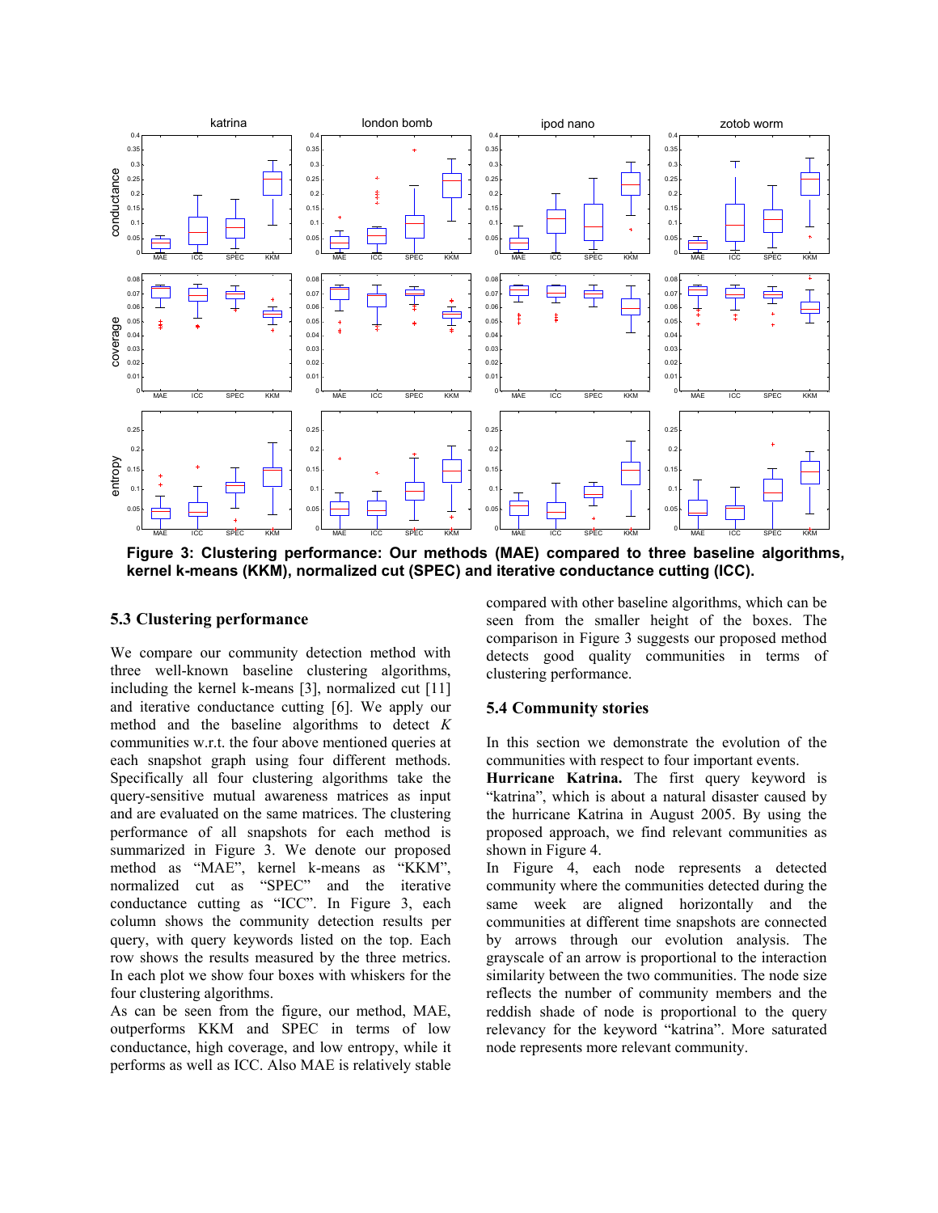**Figure 3: Clustering performance: Our methods (MAE) compared to three baseline algorithms, kernel k-means (KKM), normalized cut (SPEC) and iterative conductance cutting (ICC).**

### 5.3 Clustering performance

We compare our community detection method with three well-known baseline clustering algorithms, including the kernel k-means [3], normalized cut [11] and iterative conductance cutting [6]. We apply our method and the baseline algorithms to detect *K* communities w.r.t. the four above mentioned queries at each snapshot graph using four different methods. Specifically all four clustering algorithms take the query-sensitive mutual awareness matrices as input and are evaluated on the same matrices. The clustering performance of all snapshots for each method is summarized in Figure 3. We denote our proposed method as "MAE", kernel k-means as "KKM", normalized cut as "SPEC" and the iterative conductance cutting as "ICC". In Figure 3, each column shows the community detection results per query, with query keywords listed on the top. Each row shows the results measured by the three metrics. In each plot we show four boxes with whiskers for the four clustering algorithms.

As can be seen from the figure, our method, MAE, outperforms KKM and SPEC in terms of low conductance, high coverage, and low entropy, while it performs as well as ICC. Also MAE is relatively stable compared with other baseline algorithms, which can be seen from the smaller height of the boxes. The comparison in Figure 3 suggests our proposed method detects good quality communities in terms of clustering performance.

### 5.4 Community stories

In this section we demonstrate the evolution of the communities with respect to four important events.

**Hurricane Katrina.** The first query keyword is "katrina", which is about a natural disaster caused by the hurricane Katrina in August 2005. By using the proposed approach, we find relevant communities as shown in Figure 4.

In Figure 4, each node represents a detected community where the communities detected during the same week are aligned horizontally and the communities at different time snapshots are connected by arrows through our evolution analysis. The grayscale of an arrow is proportional to the interaction similarity between the two communities. The node size reflects the number of community members and the reddish shade of node is proportional to the query relevancy for the keyword "katrina". More saturated node represents more relevant community.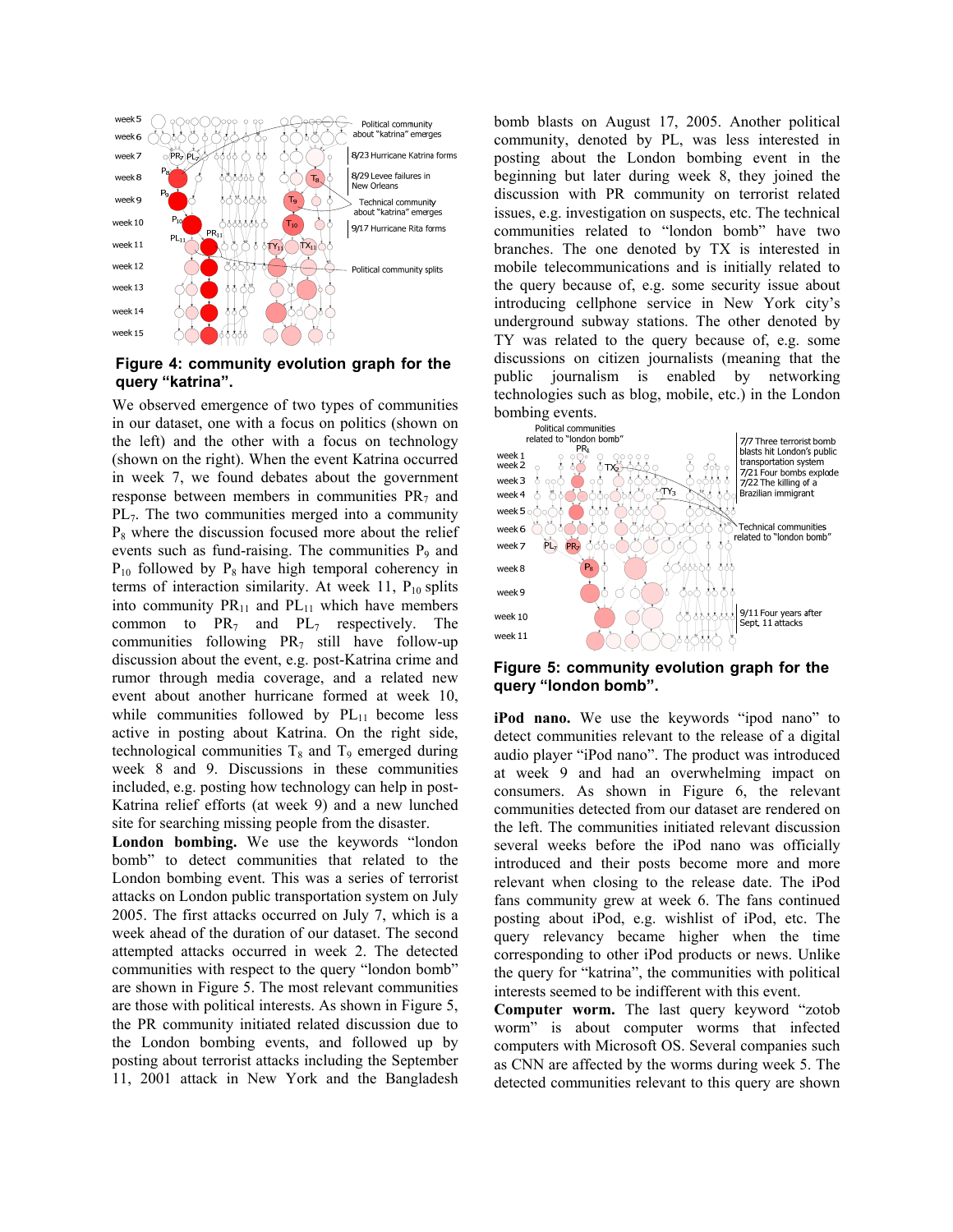Figure 4: community evolution graph for the query "katrina".

We observed emergence of two types of communities in our dataset, one with a focus on politics (shown on the left) and the other with a focus on technology (shown on the right). When the event Katrina occurred in week 7, we found debates about the government response between members in communities $PR_7$ and $PL_7$. The two communities merged into a community $P_8$ where the discussion focused more about the relief events such as fund-raising. The communities $P_9$ and $P_{10}$ followed by $P_8$ have high temporal coherency in terms of interaction similarity. At week 11, $P_{10}$ splits into community $PR_{11}$ and $PL_{11}$ which have members common to $PR_7$ and $PL_7$ respectively. The communities following $PR_7$ still have follow-up discussion about the event, e.g. post-Katrina crime and rumor through media coverage, and a related new event about another hurricane formed at week 10, while communities followed by $PL_{11}$ become less active in posting about Katrina. On the right side, technological communities $T_8$ and $T_9$ emerged during week 8 and 9. Discussions in these communities included, e.g. posting how technology can help in post-Katrina relief efforts (at week 9) and a new lunched site for searching missing people from the disaster.

**London bombing.** We use the keywords "london bomb" to detect communities that related to the London bombing event. This was a series of terrorist attacks on London public transportation system on July 2005. The first attacks occurred on July 7, which is a week ahead of the duration of our dataset. The second attempted attacks occurred in week 2. The detected communities with respect to the query "london bomb" are shown in Figure 5. The most relevant communities are those with political interests. As shown in Figure 5, the PR community initiated related discussion due to the London bombing events, and followed up by posting about terrorist attacks including the September 11, 2001 attack in New York and the Bangladesh bomb blasts on August 17, 2005. Another political community, denoted by PL, was less interested in posting about the London bombing event in the beginning but later during week 8, they joined the discussion with PR community on terrorist related issues, e.g. investigation on suspects, etc. The technical communities related to "london bomb" have two branches. The one denoted by TX is interested in mobile telecommunications and is initially related to the query because of, e.g. some security issue about introducing cellphone service in New York city's underground subway stations. The other denoted by TY was related to the query because of, e.g. some discussions on citizen journalists (meaning that the public journalism is enabled by networking technologies such as blog, mobile, etc.) in the London bombing events.

Figure 5: community evolution graph for the query "london bomb".

**iPod nano.** We use the keywords "ipod nano" to detect communities relevant to the release of a digital audio player "iPod nano". The product was introduced at week 9 and had an overwhelming impact on consumers. As shown in Figure 6, the relevant communities detected from our dataset are rendered on the left. The communities initiated relevant discussion several weeks before the iPod nano was officially introduced and their posts become more and more relevant when closing to the release date. The iPod fans community grew at week 6. The fans continued posting about iPod, e.g. wishlist of iPod, etc. The query relevancy became higher when the time corresponding to other iPod products or news. Unlike the query for "katrina", the communities with political interests seemed to be indifferent with this event.

**Computer worm.** The last query keyword "zotob worm" is about computer worms that infected computers with Microsoft OS. Several companies such as CNN are affected by the worms during week 5. The detected communities relevant to this query are shown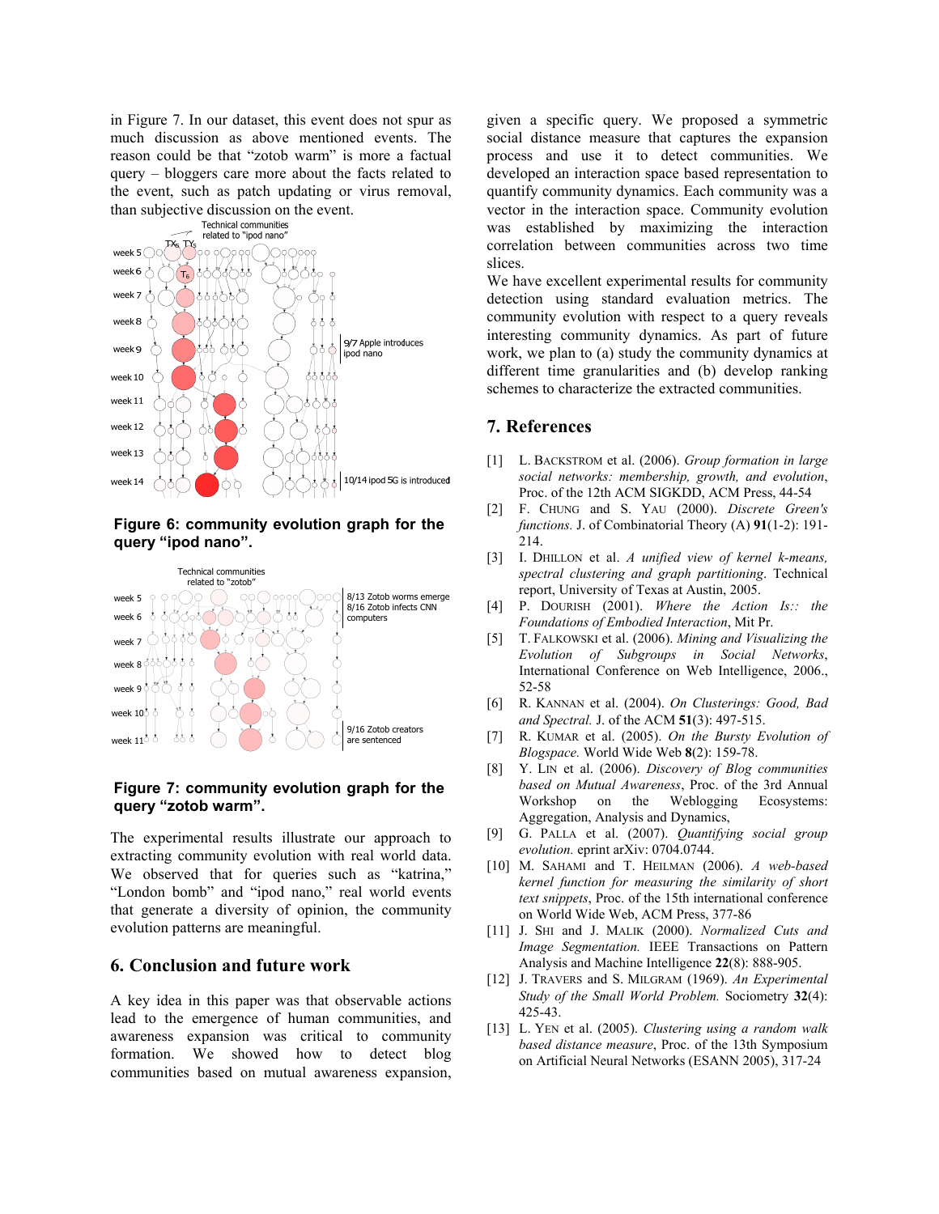in Figure 7. In our dataset, this event does not spur as much discussion as above mentioned events. The reason could be that "zotob warm" is more a factual query – bloggers care more about the facts related to the event, such as patch updating or virus removal, than subjective discussion on the event.

Technical communities related to "ipod nano"

week 5
week 6
week 7
week 8
week 9
week 10
week 11
week 12
week 13
week 14

9/7 Apple introduces ipod nano

10/14 ipod 5G is introduced

**Figure 6: community evolution graph for the query "ipod nano".**

Technical communities related to "zotob"

week 5
week 6
week 7
week 8
week 9
week 10
week 11

8/13 Zotob worms emerge
8/16 Zotob infects CNN computers

9/16 Zotob creators are sentenced

**Figure 7: community evolution graph for the query "zotob warm".**

The experimental results illustrate our approach to extracting community evolution with real world data. We observed that for queries such as "katrina," "London bomb" and "ipod nano," real world events that generate a diversity of opinion, the community evolution patterns are meaningful.

## 6. Conclusion and future work

A key idea in this paper was that observable actions lead to the emergence of human communities, and awareness expansion was critical to community formation. We showed how to detect blog communities based on mutual awareness expansion, given a specific query. We proposed a symmetric social distance measure that captures the expansion process and use it to detect communities. We developed an interaction space based representation to quantify community dynamics. Each community was a vector in the interaction space. Community evolution was established by maximizing the interaction correlation between communities across two time slices.

We have excellent experimental results for community detection using standard evaluation metrics. The community evolution with respect to a query reveals interesting community dynamics. As part of future work, we plan to (a) study the community dynamics at different time granularities and (b) develop ranking schemes to characterize the extracted communities.

## 7. References

[1] L. Backstrom et al. (2006). *Group formation in large social networks: membership, growth, and evolution*, Proc. of the 12th ACM SIGKDD, ACM Press, 44-54

[2] F. Chung and S. Yau (2000). *Discrete Green's functions.* J. of Combinatorial Theory (A) **91**(1-2): 191-214.

[3] I. Dhillon et al. *A unified view of kernel k-means, spectral clustering and graph partitioning*. Technical report, University of Texas at Austin, 2005.

[4] P. Dourish (2001). *Where the Action Is:: the Foundations of Embodied Interaction*, Mit Pr.

[5] T. Falkowski et al. (2006). *Mining and Visualizing the Evolution of Subgroups in Social Networks*, International Conference on Web Intelligence, 2006., 52-58

[6] R. Kannan et al. (2004). *On Clusterings: Good, Bad and Spectral.* J. of the ACM **51**(3): 497-515.

[7] R. Kumar et al. (2005). *On the Bursty Evolution of Blogspace.* World Wide Web **8**(2): 159-78.

[8] Y. Lin et al. (2006). *Discovery of Blog communities based on Mutual Awareness*, Proc. of the 3rd Annual Workshop on the Weblogging Ecosystems: Aggregation, Analysis and Dynamics,

[9] G. Palla et al. (2007). *Quantifying social group evolution.* eprint arXiv: 0704.0744.

[10] M. Sahami and T. Heilman (2006). *A web-based kernel function for measuring the similarity of short text snippets*, Proc. of the 15th international conference on World Wide Web, ACM Press, 377-86

[11] J. Shi and J. Malik (2000). *Normalized Cuts and Image Segmentation.* IEEE Transactions on Pattern Analysis and Machine Intelligence **22**(8): 888-905.

[12] J. Travers and S. Milgram (1969). *An Experimental Study of the Small World Problem.* Sociometry **32**(4): 425-43.

[13] L. Yen et al. (2005). *Clustering using a random walk based distance measure*, Proc. of the 13th Symposium on Artificial Neural Networks (ESANN 2005), 317-24